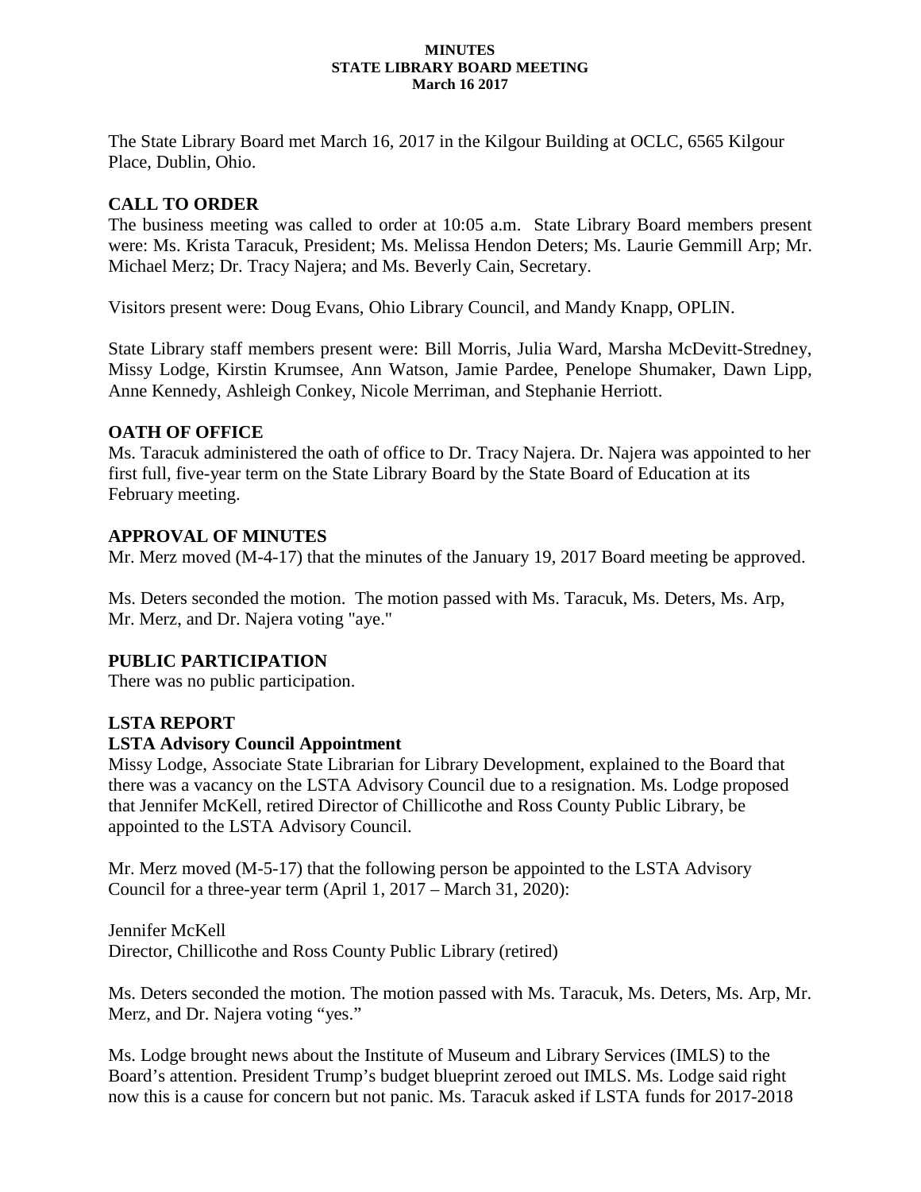**MINUTES**
**STATE LIBRARY BOARD MEETING**
**March 16 2017**

The State Library Board met March 16, 2017 in the Kilgour Building at OCLC, 6565 Kilgour Place, Dublin, Ohio.

## CALL TO ORDER

The business meeting was called to order at 10:05 a.m. State Library Board members present were: Ms. Krista Taracuk, President; Ms. Melissa Hendon Deters; Ms. Laurie Gemmill Arp; Mr. Michael Merz; Dr. Tracy Najera; and Ms. Beverly Cain, Secretary.

Visitors present were: Doug Evans, Ohio Library Council, and Mandy Knapp, OPLIN.

State Library staff members present were: Bill Morris, Julia Ward, Marsha McDevitt-Stredney, Missy Lodge, Kirstin Krumsee, Ann Watson, Jamie Pardee, Penelope Shumaker, Dawn Lipp, Anne Kennedy, Ashleigh Conkey, Nicole Merriman, and Stephanie Herriott.

## OATH OF OFFICE

Ms. Taracuk administered the oath of office to Dr. Tracy Najera. Dr. Najera was appointed to her first full, five-year term on the State Library Board by the State Board of Education at its February meeting.

## APPROVAL OF MINUTES

Mr. Merz moved (M-4-17) that the minutes of the January 19, 2017 Board meeting be approved.

Ms. Deters seconded the motion. The motion passed with Ms. Taracuk, Ms. Deters, Ms. Arp, Mr. Merz, and Dr. Najera voting "aye."

## PUBLIC PARTICIPATION

There was no public participation.

## LSTA REPORT

### LSTA Advisory Council Appointment

Missy Lodge, Associate State Librarian for Library Development, explained to the Board that there was a vacancy on the LSTA Advisory Council due to a resignation. Ms. Lodge proposed that Jennifer McKell, retired Director of Chillicothe and Ross County Public Library, be appointed to the LSTA Advisory Council.

Mr. Merz moved (M-5-17) that the following person be appointed to the LSTA Advisory Council for a three-year term (April 1, 2017 – March 31, 2020):

Jennifer McKell
Director, Chillicothe and Ross County Public Library (retired)

Ms. Deters seconded the motion. The motion passed with Ms. Taracuk, Ms. Deters, Ms. Arp, Mr. Merz, and Dr. Najera voting "yes."

Ms. Lodge brought news about the Institute of Museum and Library Services (IMLS) to the Board's attention. President Trump's budget blueprint zeroed out IMLS. Ms. Lodge said right now this is a cause for concern but not panic. Ms. Taracuk asked if LSTA funds for 2017-2018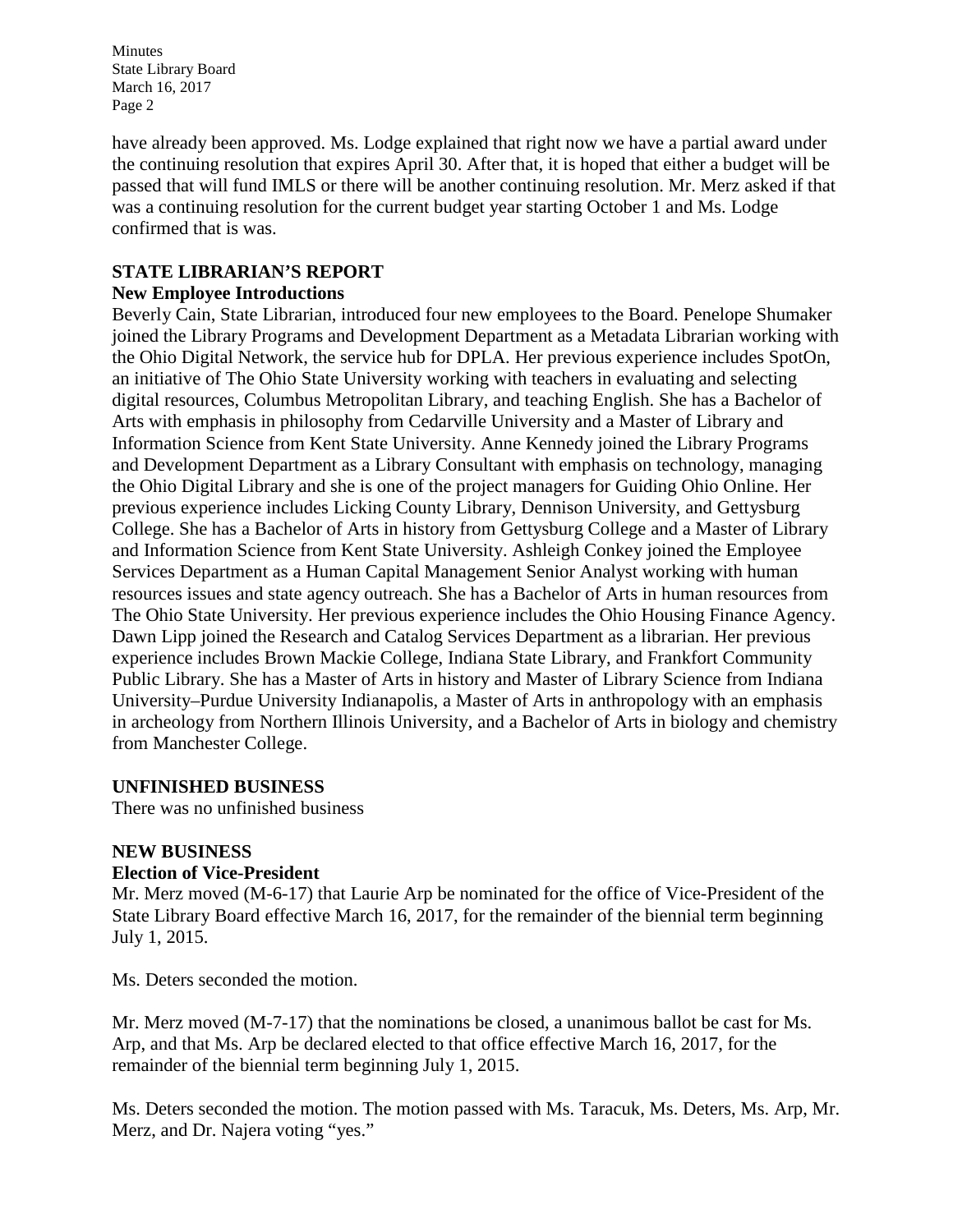have already been approved. Ms. Lodge explained that right now we have a partial award under the continuing resolution that expires April 30. After that, it is hoped that either a budget will be passed that will fund IMLS or there will be another continuing resolution. Mr. Merz asked if that was a continuing resolution for the current budget year starting October 1 and Ms. Lodge confirmed that is was.

## STATE LIBRARIAN'S REPORT

### New Employee Introductions

Beverly Cain, State Librarian, introduced four new employees to the Board. Penelope Shumaker joined the Library Programs and Development Department as a Metadata Librarian working with the Ohio Digital Network, the service hub for DPLA. Her previous experience includes SpotOn, an initiative of The Ohio State University working with teachers in evaluating and selecting digital resources, Columbus Metropolitan Library, and teaching English. She has a Bachelor of Arts with emphasis in philosophy from Cedarville University and a Master of Library and Information Science from Kent State University. Anne Kennedy joined the Library Programs and Development Department as a Library Consultant with emphasis on technology, managing the Ohio Digital Library and she is one of the project managers for Guiding Ohio Online. Her previous experience includes Licking County Library, Dennison University, and Gettysburg College. She has a Bachelor of Arts in history from Gettysburg College and a Master of Library and Information Science from Kent State University. Ashleigh Conkey joined the Employee Services Department as a Human Capital Management Senior Analyst working with human resources issues and state agency outreach. She has a Bachelor of Arts in human resources from The Ohio State University. Her previous experience includes the Ohio Housing Finance Agency. Dawn Lipp joined the Research and Catalog Services Department as a librarian. Her previous experience includes Brown Mackie College, Indiana State Library, and Frankfort Community Public Library. She has a Master of Arts in history and Master of Library Science from Indiana University–Purdue University Indianapolis, a Master of Arts in anthropology with an emphasis in archeology from Northern Illinois University, and a Bachelor of Arts in biology and chemistry from Manchester College.

## UNFINISHED BUSINESS

There was no unfinished business

## NEW BUSINESS

### Election of Vice-President

Mr. Merz moved (M-6-17) that Laurie Arp be nominated for the office of Vice-President of the State Library Board effective March 16, 2017, for the remainder of the biennial term beginning July 1, 2015.

Ms. Deters seconded the motion.

Mr. Merz moved (M-7-17) that the nominations be closed, a unanimous ballot be cast for Ms. Arp, and that Ms. Arp be declared elected to that office effective March 16, 2017, for the remainder of the biennial term beginning July 1, 2015.

Ms. Deters seconded the motion. The motion passed with Ms. Taracuk, Ms. Deters, Ms. Arp, Mr. Merz, and Dr. Najera voting "yes."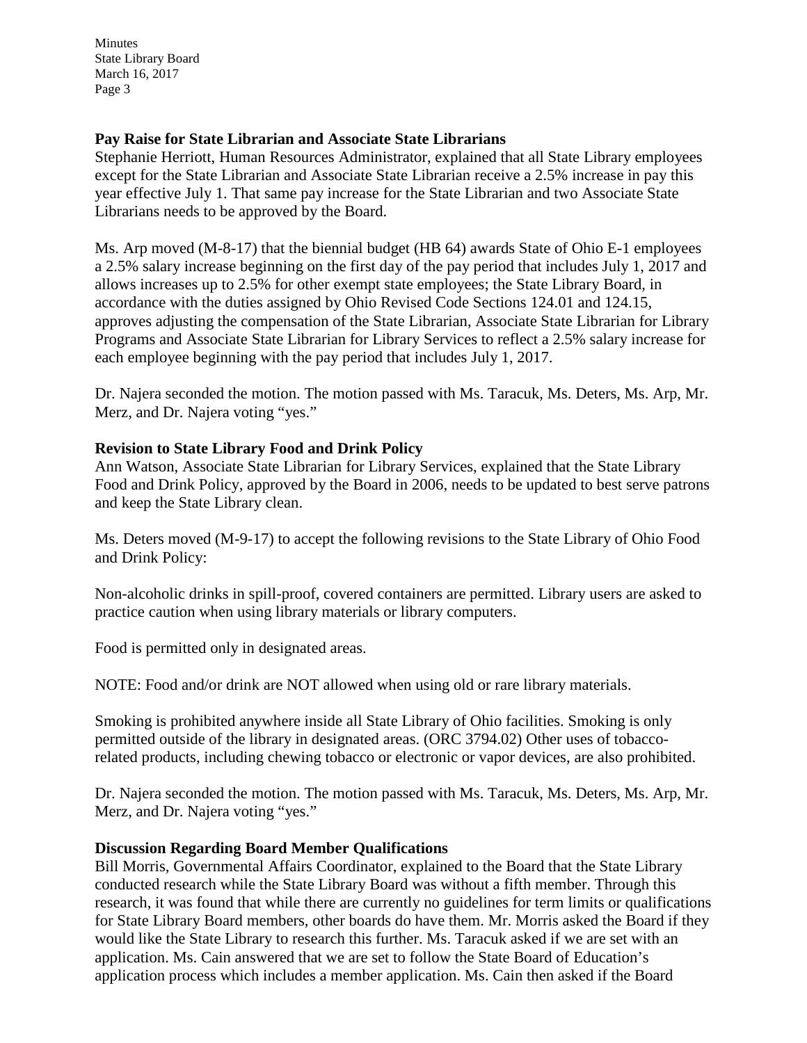### Pay Raise for State Librarian and Associate State Librarians

Stephanie Herriott, Human Resources Administrator, explained that all State Library employees except for the State Librarian and Associate State Librarian receive a 2.5% increase in pay this year effective July 1. That same pay increase for the State Librarian and two Associate State Librarians needs to be approved by the Board.

Ms. Arp moved (M-8-17) that the biennial budget (HB 64) awards State of Ohio E-1 employees a 2.5% salary increase beginning on the first day of the pay period that includes July 1, 2017 and allows increases up to 2.5% for other exempt state employees; the State Library Board, in accordance with the duties assigned by Ohio Revised Code Sections 124.01 and 124.15, approves adjusting the compensation of the State Librarian, Associate State Librarian for Library Programs and Associate State Librarian for Library Services to reflect a 2.5% salary increase for each employee beginning with the pay period that includes July 1, 2017.

Dr. Najera seconded the motion. The motion passed with Ms. Taracuk, Ms. Deters, Ms. Arp, Mr. Merz, and Dr. Najera voting "yes."

### Revision to State Library Food and Drink Policy

Ann Watson, Associate State Librarian for Library Services, explained that the State Library Food and Drink Policy, approved by the Board in 2006, needs to be updated to best serve patrons and keep the State Library clean.

Ms. Deters moved (M-9-17) to accept the following revisions to the State Library of Ohio Food and Drink Policy:

Non-alcoholic drinks in spill-proof, covered containers are permitted. Library users are asked to practice caution when using library materials or library computers.

Food is permitted only in designated areas.

NOTE: Food and/or drink are NOT allowed when using old or rare library materials.

Smoking is prohibited anywhere inside all State Library of Ohio facilities. Smoking is only permitted outside of the library in designated areas. (ORC 3794.02) Other uses of tobacco-related products, including chewing tobacco or electronic or vapor devices, are also prohibited.

Dr. Najera seconded the motion. The motion passed with Ms. Taracuk, Ms. Deters, Ms. Arp, Mr. Merz, and Dr. Najera voting "yes."

### Discussion Regarding Board Member Qualifications

Bill Morris, Governmental Affairs Coordinator, explained to the Board that the State Library conducted research while the State Library Board was without a fifth member. Through this research, it was found that while there are currently no guidelines for term limits or qualifications for State Library Board members, other boards do have them. Mr. Morris asked the Board if they would like the State Library to research this further. Ms. Taracuk asked if we are set with an application. Ms. Cain answered that we are set to follow the State Board of Education's application process which includes a member application. Ms. Cain then asked if the Board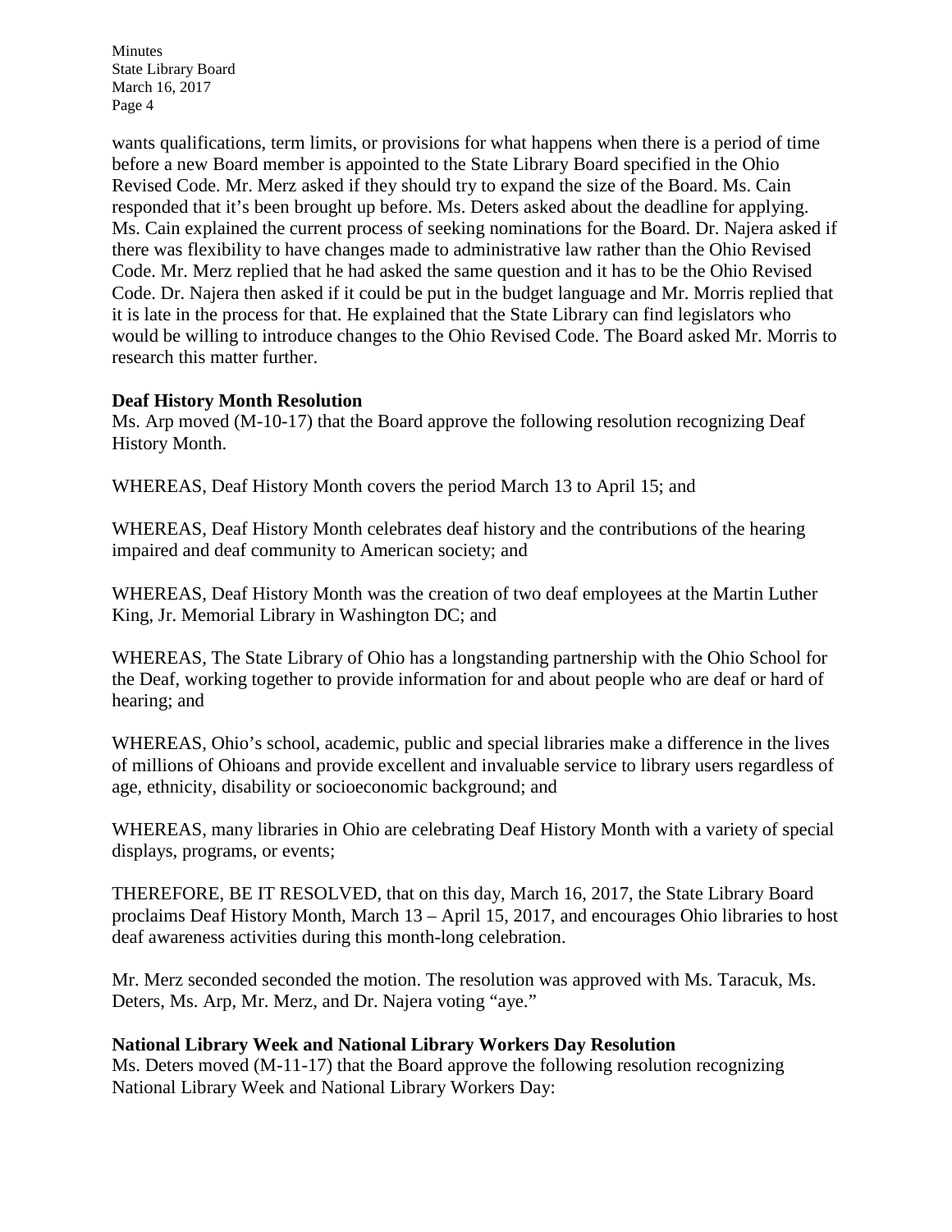wants qualifications, term limits, or provisions for what happens when there is a period of time before a new Board member is appointed to the State Library Board specified in the Ohio Revised Code. Mr. Merz asked if they should try to expand the size of the Board. Ms. Cain responded that it's been brought up before. Ms. Deters asked about the deadline for applying. Ms. Cain explained the current process of seeking nominations for the Board. Dr. Najera asked if there was flexibility to have changes made to administrative law rather than the Ohio Revised Code. Mr. Merz replied that he had asked the same question and it has to be the Ohio Revised Code. Dr. Najera then asked if it could be put in the budget language and Mr. Morris replied that it is late in the process for that. He explained that the State Library can find legislators who would be willing to introduce changes to the Ohio Revised Code. The Board asked Mr. Morris to research this matter further.

**Deaf History Month Resolution**

Ms. Arp moved (M-10-17) that the Board approve the following resolution recognizing Deaf History Month.

WHEREAS, Deaf History Month covers the period March 13 to April 15; and

WHEREAS, Deaf History Month celebrates deaf history and the contributions of the hearing impaired and deaf community to American society; and

WHEREAS, Deaf History Month was the creation of two deaf employees at the Martin Luther King, Jr. Memorial Library in Washington DC; and

WHEREAS, The State Library of Ohio has a longstanding partnership with the Ohio School for the Deaf, working together to provide information for and about people who are deaf or hard of hearing; and

WHEREAS, Ohio's school, academic, public and special libraries make a difference in the lives of millions of Ohioans and provide excellent and invaluable service to library users regardless of age, ethnicity, disability or socioeconomic background; and

WHEREAS, many libraries in Ohio are celebrating Deaf History Month with a variety of special displays, programs, or events;

THEREFORE, BE IT RESOLVED, that on this day, March 16, 2017, the State Library Board proclaims Deaf History Month, March 13 – April 15, 2017, and encourages Ohio libraries to host deaf awareness activities during this month-long celebration.

Mr. Merz seconded seconded the motion. The resolution was approved with Ms. Taracuk, Ms. Deters, Ms. Arp, Mr. Merz, and Dr. Najera voting "aye."

**National Library Week and National Library Workers Day Resolution**

Ms. Deters moved (M-11-17) that the Board approve the following resolution recognizing National Library Week and National Library Workers Day: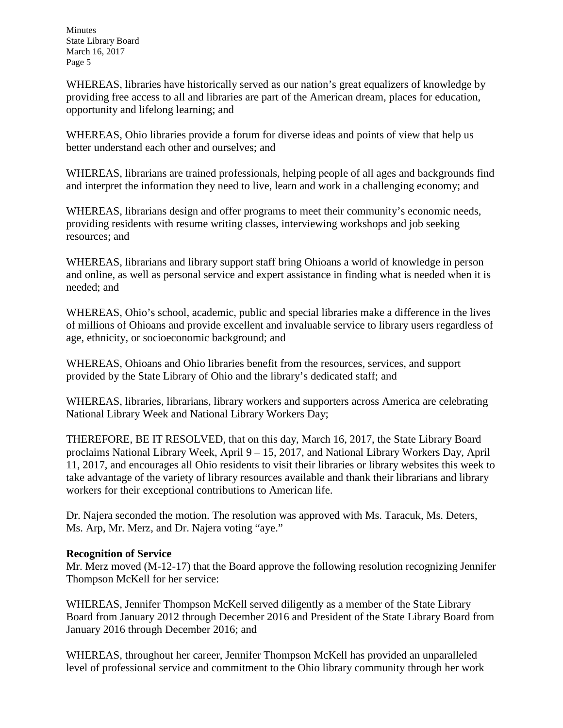WHEREAS, libraries have historically served as our nation's great equalizers of knowledge by providing free access to all and libraries are part of the American dream, places for education, opportunity and lifelong learning; and

WHEREAS, Ohio libraries provide a forum for diverse ideas and points of view that help us better understand each other and ourselves; and

WHEREAS, librarians are trained professionals, helping people of all ages and backgrounds find and interpret the information they need to live, learn and work in a challenging economy; and

WHEREAS, librarians design and offer programs to meet their community's economic needs, providing residents with resume writing classes, interviewing workshops and job seeking resources; and

WHEREAS, librarians and library support staff bring Ohioans a world of knowledge in person and online, as well as personal service and expert assistance in finding what is needed when it is needed; and

WHEREAS, Ohio's school, academic, public and special libraries make a difference in the lives of millions of Ohioans and provide excellent and invaluable service to library users regardless of age, ethnicity, or socioeconomic background; and

WHEREAS, Ohioans and Ohio libraries benefit from the resources, services, and support provided by the State Library of Ohio and the library's dedicated staff; and

WHEREAS, libraries, librarians, library workers and supporters across America are celebrating National Library Week and National Library Workers Day;

THEREFORE, BE IT RESOLVED, that on this day, March 16, 2017, the State Library Board proclaims National Library Week, April 9 – 15, 2017, and National Library Workers Day, April 11, 2017, and encourages all Ohio residents to visit their libraries or library websites this week to take advantage of the variety of library resources available and thank their librarians and library workers for their exceptional contributions to American life.

Dr. Najera seconded the motion. The resolution was approved with Ms. Taracuk, Ms. Deters, Ms. Arp, Mr. Merz, and Dr. Najera voting "aye."

**Recognition of Service**

Mr. Merz moved (M-12-17) that the Board approve the following resolution recognizing Jennifer Thompson McKell for her service:

WHEREAS, Jennifer Thompson McKell served diligently as a member of the State Library Board from January 2012 through December 2016 and President of the State Library Board from January 2016 through December 2016; and

WHEREAS, throughout her career, Jennifer Thompson McKell has provided an unparalleled level of professional service and commitment to the Ohio library community through her work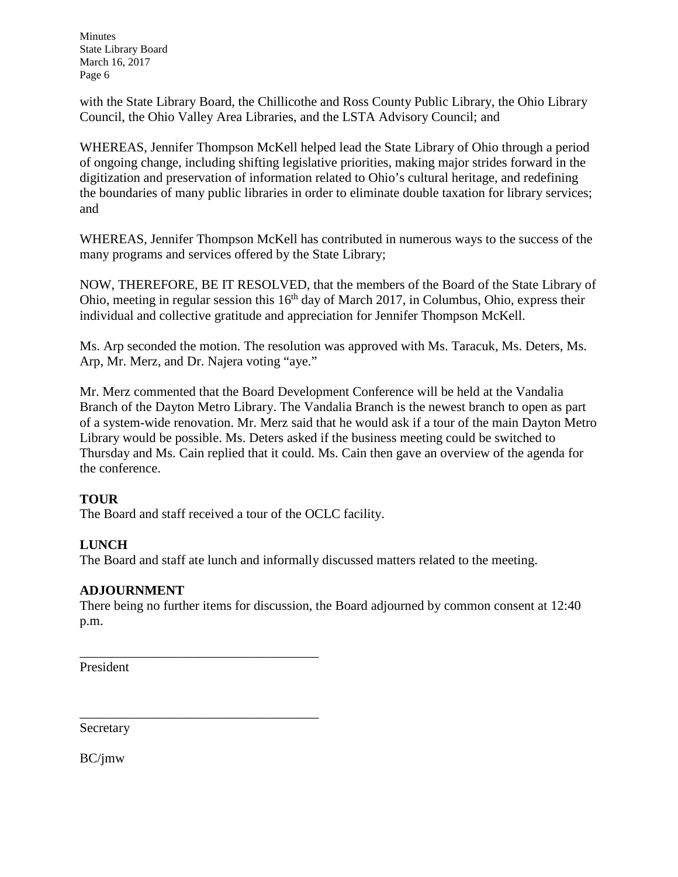with the State Library Board, the Chillicothe and Ross County Public Library, the Ohio Library Council, the Ohio Valley Area Libraries, and the LSTA Advisory Council; and

WHEREAS, Jennifer Thompson McKell helped lead the State Library of Ohio through a period of ongoing change, including shifting legislative priorities, making major strides forward in the digitization and preservation of information related to Ohio's cultural heritage, and redefining the boundaries of many public libraries in order to eliminate double taxation for library services; and

WHEREAS, Jennifer Thompson McKell has contributed in numerous ways to the success of the many programs and services offered by the State Library;

NOW, THEREFORE, BE IT RESOLVED, that the members of the Board of the State Library of Ohio, meeting in regular session this 16th day of March 2017, in Columbus, Ohio, express their individual and collective gratitude and appreciation for Jennifer Thompson McKell.

Ms. Arp seconded the motion. The resolution was approved with Ms. Taracuk, Ms. Deters, Ms. Arp, Mr. Merz, and Dr. Najera voting "aye."

Mr. Merz commented that the Board Development Conference will be held at the Vandalia Branch of the Dayton Metro Library. The Vandalia Branch is the newest branch to open as part of a system-wide renovation. Mr. Merz said that he would ask if a tour of the main Dayton Metro Library would be possible. Ms. Deters asked if the business meeting could be switched to Thursday and Ms. Cain replied that it could. Ms. Cain then gave an overview of the agenda for the conference.

**TOUR**

The Board and staff received a tour of the OCLC facility.

**LUNCH**

The Board and staff ate lunch and informally discussed matters related to the meeting.

**ADJOURNMENT**

There being no further items for discussion, the Board adjourned by common consent at 12:40 p.m.

\_\_\_\_\_\_\_\_\_\_\_\_\_\_\_\_\_\_\_\_\_\_\_\_\_\_\_\_\_\_\_\_\_\_\_\_

President

\_\_\_\_\_\_\_\_\_\_\_\_\_\_\_\_\_\_\_\_\_\_\_\_\_\_\_\_\_\_\_\_\_\_\_\_

Secretary

BC/jmw